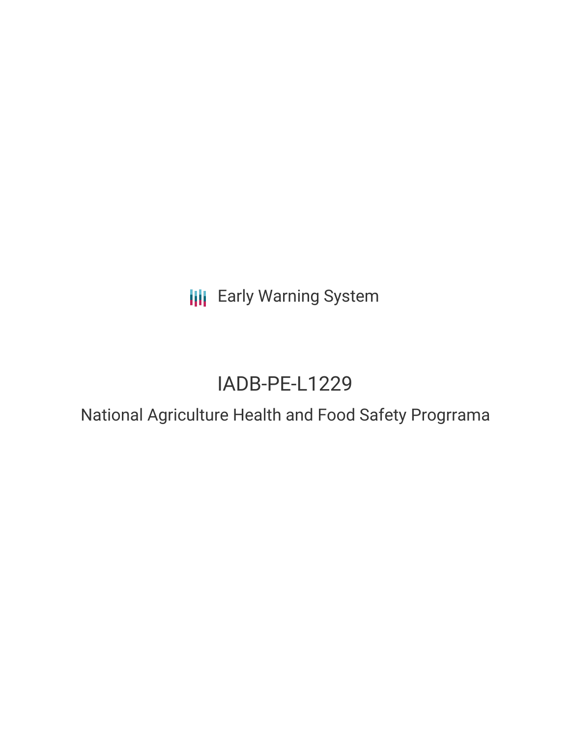Early Warning System

# IADB-PE-L1229

## National Agriculture Health and Food Safety Progrrama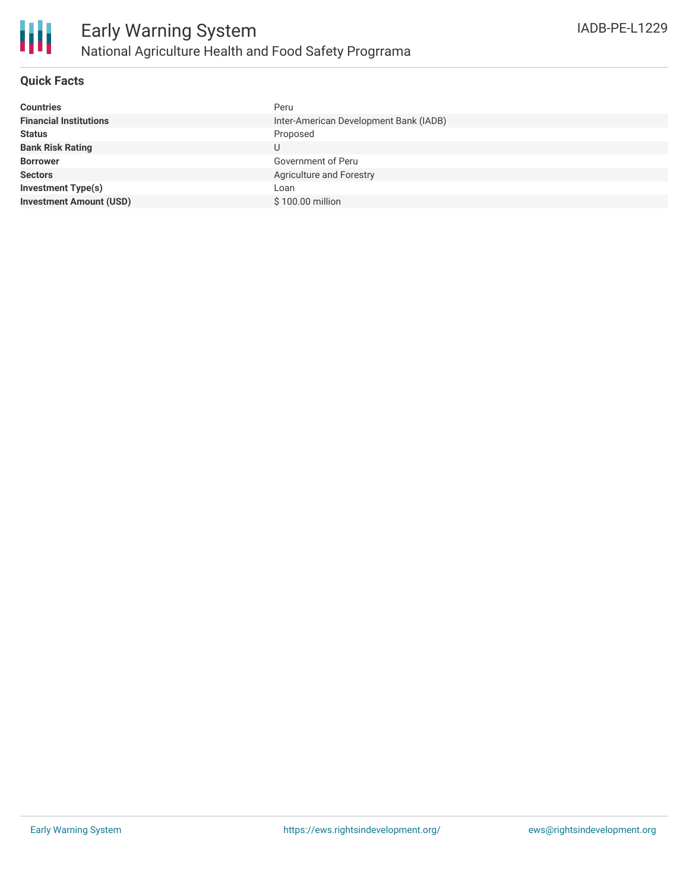# Early Warning System

## National Agriculture Health and Food Safety Progrrama

IADB-PE-L1229

### Quick Facts

| | |
|---|---|
| **Countries** | Peru |
| **Financial Institutions** | Inter-American Development Bank (IADB) |
| **Status** | Proposed |
| **Bank Risk Rating** | U |
| **Borrower** | Government of Peru |
| **Sectors** | Agriculture and Forestry |
| **Investment Type(s)** | Loan |
| **Investment Amount (USD)** | $ 100.00 million |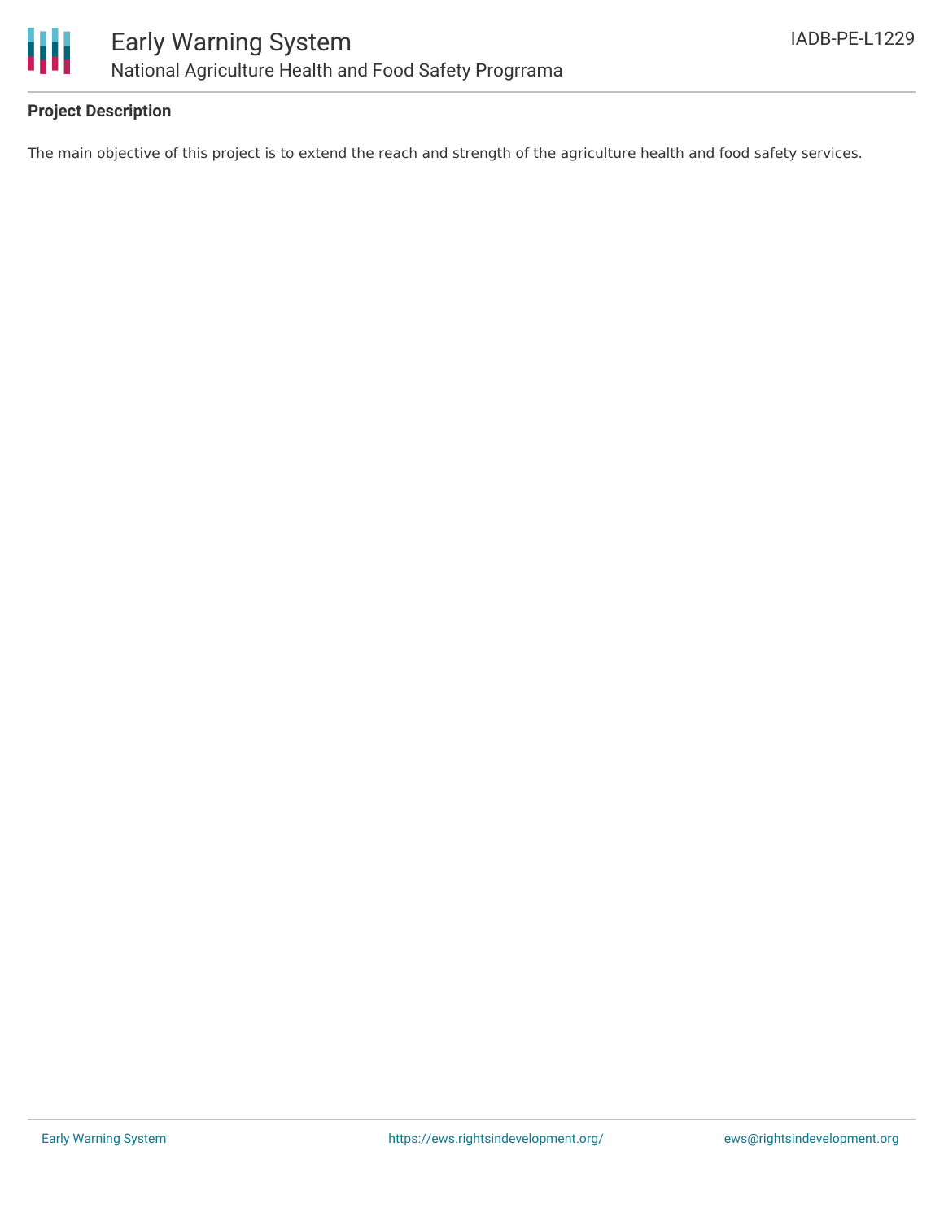**Project Description**

The main objective of this project is to extend the reach and strength of the agriculture health and food safety services.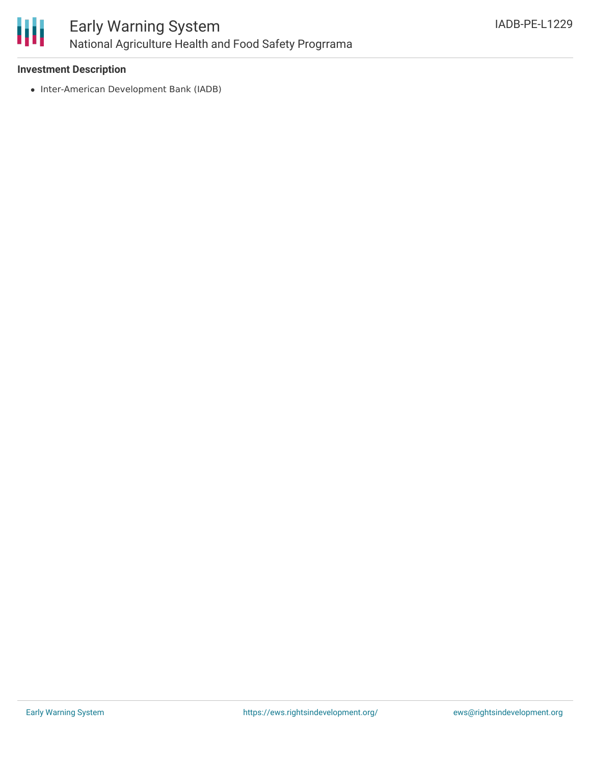### Investment Description

- Inter-American Development Bank (IADB)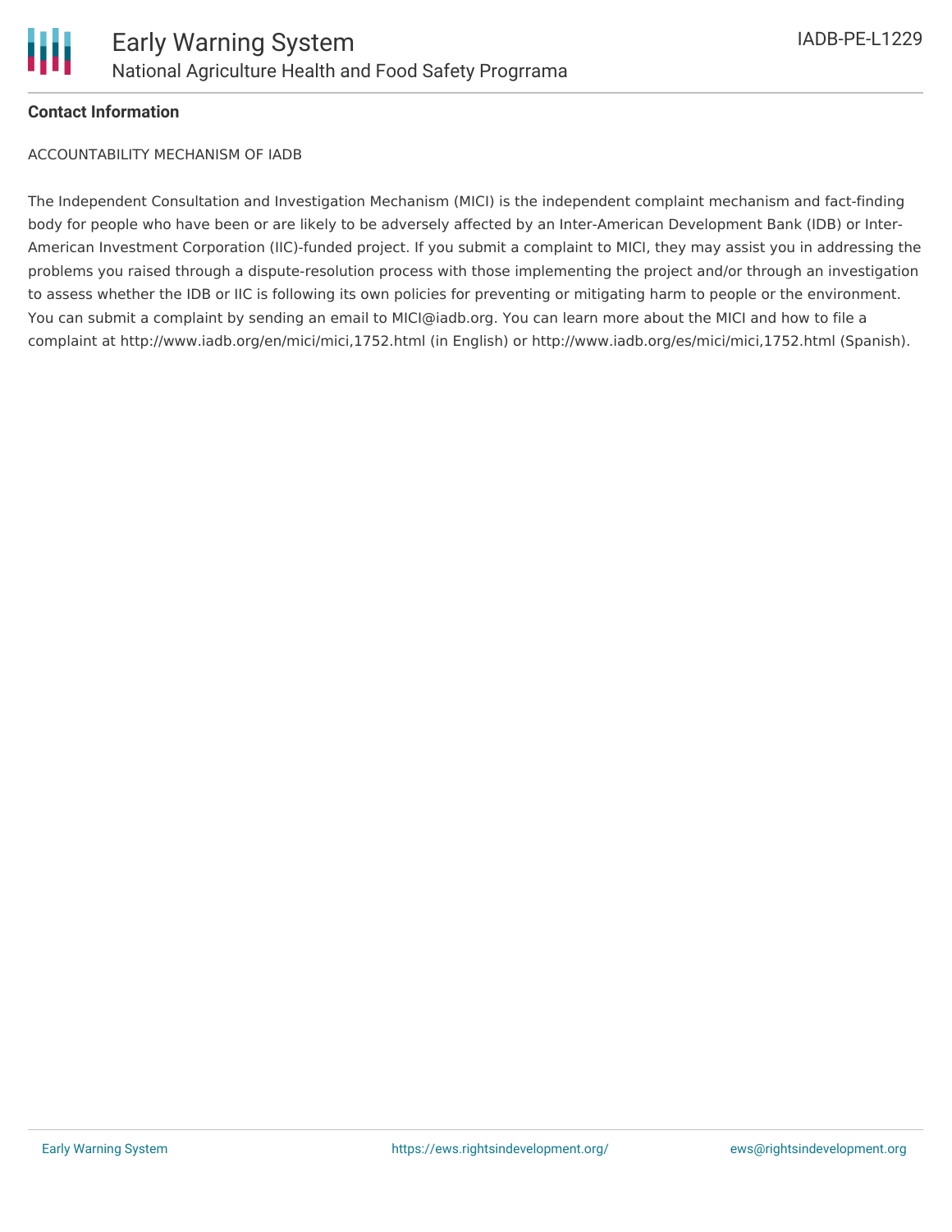**Contact Information**

ACCOUNTABILITY MECHANISM OF IADB

The Independent Consultation and Investigation Mechanism (MICI) is the independent complaint mechanism and fact-finding body for people who have been or are likely to be adversely affected by an Inter-American Development Bank (IDB) or Inter-American Investment Corporation (IIC)-funded project. If you submit a complaint to MICI, they may assist you in addressing the problems you raised through a dispute-resolution process with those implementing the project and/or through an investigation to assess whether the IDB or IIC is following its own policies for preventing or mitigating harm to people or the environment. You can submit a complaint by sending an email to MICI@iadb.org. You can learn more about the MICI and how to file a complaint at http://www.iadb.org/en/mici/mici,1752.html (in English) or http://www.iadb.org/es/mici/mici,1752.html (Spanish).